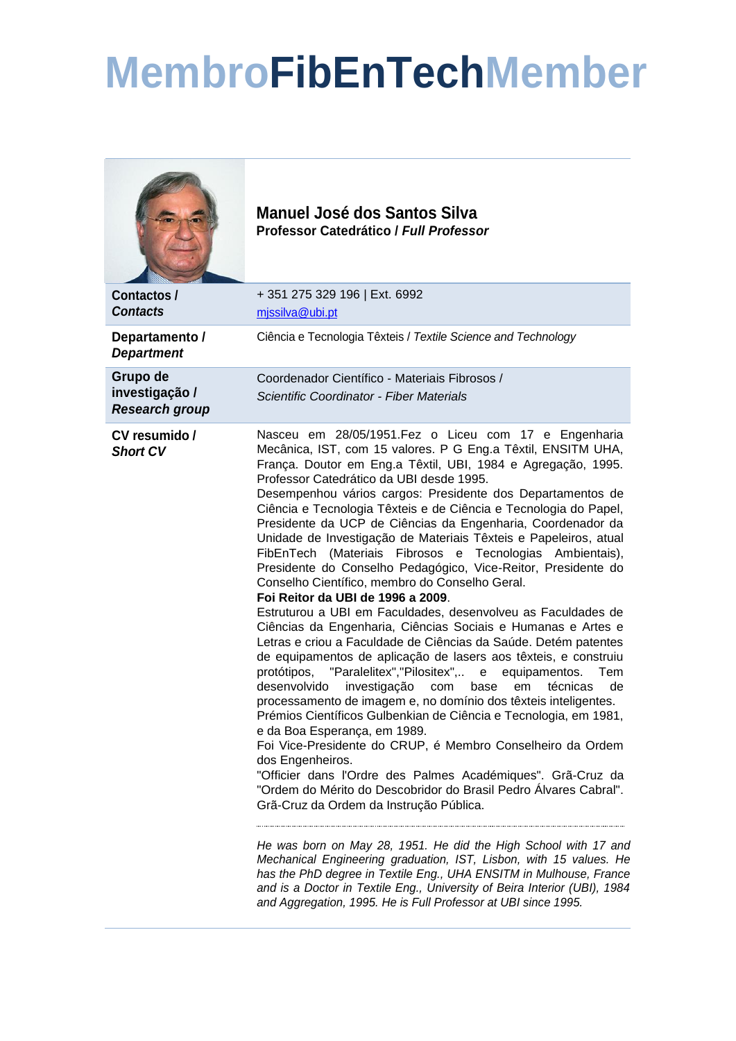# MembroFibEnTechMember

**Manuel José dos Santos Silva**
**Professor Catedrático / *Full Professor***

| | |
|---|---|
| **Contactos /** ***Contacts*** | + 351 275 329 196 \| Ext. 6992<br>mjssilva@ubi.pt |
| **Departamento /** ***Department*** | Ciência e Tecnologia Têxteis / *Textile Science and Technology* |
| **Grupo de investigação /** ***Research group*** | Coordenador Científico - Materiais Fibrosos /<br>*Scientific Coordinator - Fiber Materials* |
| **CV resumido /** ***Short CV*** | Nasceu em 28/05/1951.Fez o Liceu com 17 e Engenharia Mecânica, IST, com 15 valores. P G Eng.a Têxtil, ENSITM UHA, França. Doutor em Eng.a Têxtil, UBI, 1984 e Agregação, 1995. Professor Catedrático da UBI desde 1995.<br>Desempenhou vários cargos: Presidente dos Departamentos de Ciência e Tecnologia Têxteis e de Ciência e Tecnologia do Papel, Presidente da UCP de Ciências da Engenharia, Coordenador da Unidade de Investigação de Materiais Têxteis e Papeleiros, atual FibEnTech (Materiais Fibrosos e Tecnologias Ambientais), Presidente do Conselho Pedagógico, Vice-Reitor, Presidente do Conselho Científico, membro do Conselho Geral.<br>**Foi Reitor da UBI de 1996 a 2009**.<br>Estruturou a UBI em Faculdades, desenvolveu as Faculdades de Ciências da Engenharia, Ciências Sociais e Humanas e Artes e Letras e criou a Faculdade de Ciências da Saúde. Detém patentes de equipamentos de aplicação de lasers aos têxteis, e construiu protótipos, "Paralelitex","Pilositex",.. e equipamentos. Tem desenvolvido investigação com base em técnicas de processamento de imagem e, no domínio dos têxteis inteligentes.<br>Prémios Científicos Gulbenkian de Ciência e Tecnologia, em 1981, e da Boa Esperança, em 1989.<br>Foi Vice-Presidente do CRUP, é Membro Conselheiro da Ordem dos Engenheiros.<br>"Officier dans l'Ordre des Palmes Académiques". Grã-Cruz da "Ordem do Mérito do Descobridor do Brasil Pedro Álvares Cabral". Grã-Cruz da Ordem da Instrução Pública.<br><br>*He was born on May 28, 1951. He did the High School with 17 and Mechanical Engineering graduation, IST, Lisbon, with 15 values. He has the PhD degree in Textile Eng., UHA ENSITM in Mulhouse, France and is a Doctor in Textile Eng., University of Beira Interior (UBI), 1984 and Aggregation, 1995. He is Full Professor at UBI since 1995.* |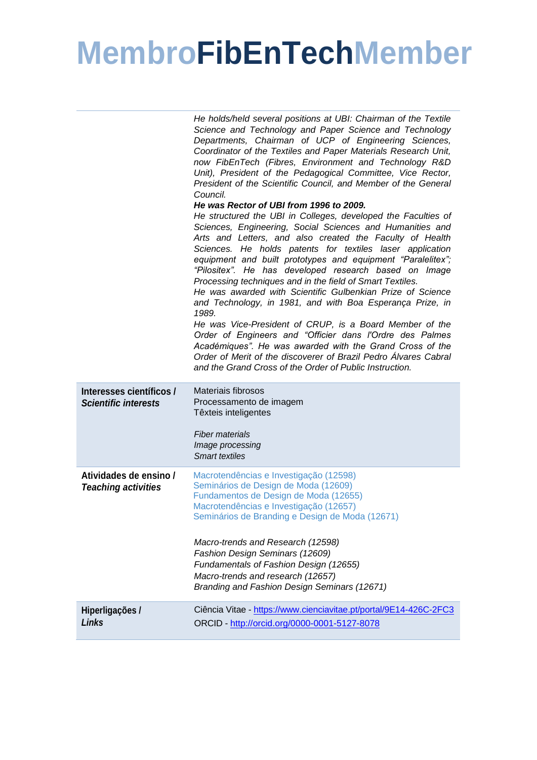# MembroFibEnTechMember

| | |
|---|---|
| | *He holds/held several positions at UBI: Chairman of the Textile Science and Technology and Paper Science and Technology Departments, Chairman of UCP of Engineering Sciences, Coordinator of the Textiles and Paper Materials Research Unit, now FibEnTech (Fibres, Environment and Technology R&D Unit), President of the Pedagogical Committee, Vice Rector, President of the Scientific Council, and Member of the General Council.* <br> ***He was Rector of UBI from 1996 to 2009.*** <br> *He structured the UBI in Colleges, developed the Faculties of Sciences, Engineering, Social Sciences and Humanities and Arts and Letters, and also created the Faculty of Health Sciences. He holds patents for textiles laser application equipment and built prototypes and equipment "Paralelitex"; "Pilositex". He has developed research based on Image Processing techniques and in the field of Smart Textiles.* <br> *He was awarded with Scientific Gulbenkian Prize of Science and Technology, in 1981, and with Boa Esperança Prize, in 1989.* <br> *He was Vice-President of CRUP, is a Board Member of the Order of Engineers and "Officier dans l'Ordre des Palmes Académiques". He was awarded with the Grand Cross of the Order of Merit of the discoverer of Brazil Pedro Álvares Cabral and the Grand Cross of the Order of Public Instruction.* |
| **Interesses científicos /** ***Scientific interests*** | Materiais fibrosos <br> Processamento de imagem <br> Têxteis inteligentes <br><br> *Fiber materials* <br> *Image processing* <br> *Smart textiles* |
| **Atividades de ensino /** ***Teaching activities*** | Macrotendências e Investigação (12598) <br> Seminários de Design de Moda (12609) <br> Fundamentos de Design de Moda (12655) <br> Macrotendências e Investigação (12657) <br> Seminários de Branding e Design de Moda (12671) <br><br> *Macro-trends and Research (12598)* <br> *Fashion Design Seminars (12609)* <br> *Fundamentals of Fashion Design (12655)* <br> *Macro-trends and research (12657)* <br> *Branding and Fashion Design Seminars (12671)* |
| **Hiperligações /** ***Links*** | Ciência Vitae - https://www.cienciavitae.pt/portal/9E14-426C-2FC3 <br> ORCID - http://orcid.org/0000-0001-5127-8078 |